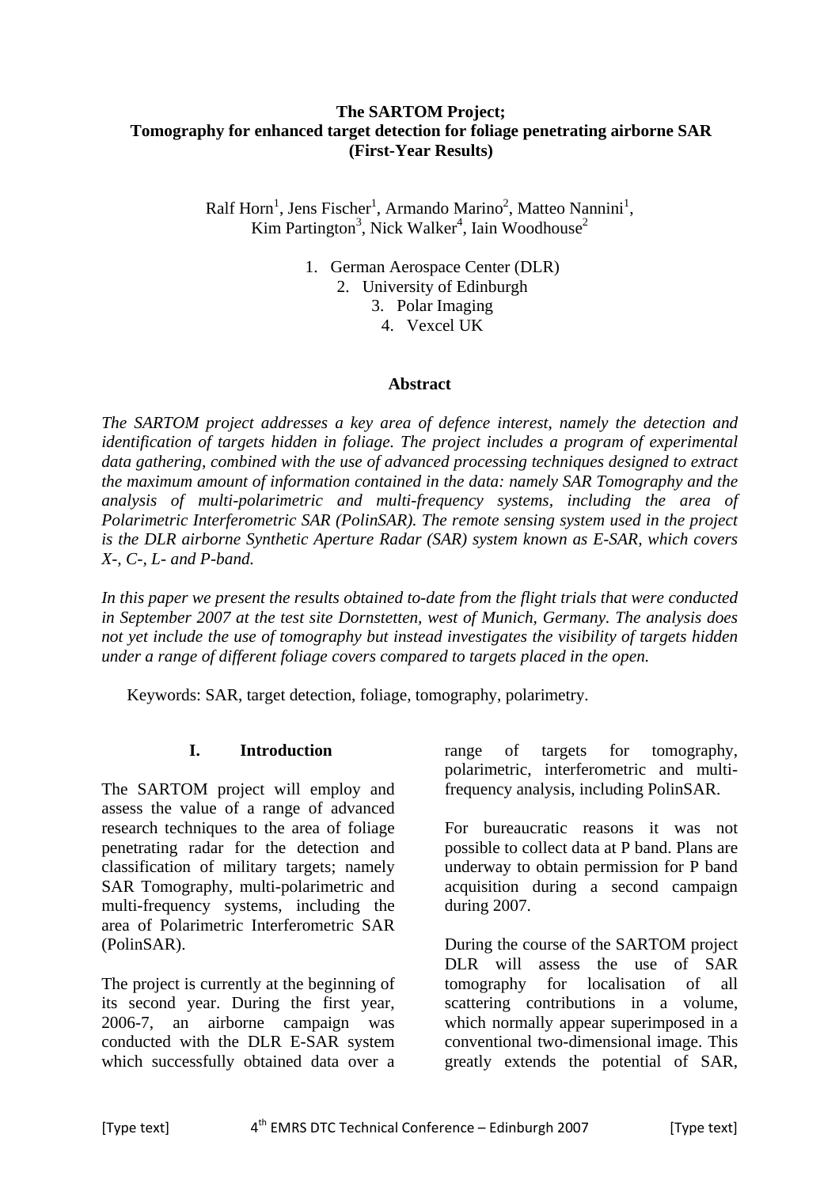# The SARTOM Project; Tomography for enhanced target detection for foliage penetrating airborne SAR (First-Year Results)

Ralf Horn[1], Jens Fischer[1], Armando Marino[2], Matteo Nannini[1], Kim Partington[3], Nick Walker[4], Iain Woodhouse[2]

1. German Aerospace Center (DLR)
2. University of Edinburgh
3. Polar Imaging
4. Vexcel UK

## Abstract

*The SARTOM project addresses a key area of defence interest, namely the detection and identification of targets hidden in foliage. The project includes a program of experimental data gathering, combined with the use of advanced processing techniques designed to extract the maximum amount of information contained in the data: namely SAR Tomography and the analysis of multi-polarimetric and multi-frequency systems, including the area of Polarimetric Interferometric SAR (PolinSAR). The remote sensing system used in the project is the DLR airborne Synthetic Aperture Radar (SAR) system known as E-SAR, which covers X-, C-, L- and P-band.*

*In this paper we present the results obtained to-date from the flight trials that were conducted in September 2007 at the test site Dornstetten, west of Munich, Germany. The analysis does not yet include the use of tomography but instead investigates the visibility of targets hidden under a range of different foliage covers compared to targets placed in the open.*

Keywords: SAR, target detection, foliage, tomography, polarimetry.

## I. Introduction

The SARTOM project will employ and assess the value of a range of advanced research techniques to the area of foliage penetrating radar for the detection and classification of military targets; namely SAR Tomography, multi-polarimetric and multi-frequency systems, including the area of Polarimetric Interferometric SAR (PolinSAR).

The project is currently at the beginning of its second year. During the first year, 2006-7, an airborne campaign was conducted with the DLR E-SAR system which successfully obtained data over a range of targets for tomography, polarimetric, interferometric and multi-frequency analysis, including PolinSAR.

For bureaucratic reasons it was not possible to collect data at P band. Plans are underway to obtain permission for P band acquisition during a second campaign during 2007.

During the course of the SARTOM project DLR will assess the use of SAR tomography for localisation of all scattering contributions in a volume, which normally appear superimposed in a conventional two-dimensional image. This greatly extends the potential of SAR,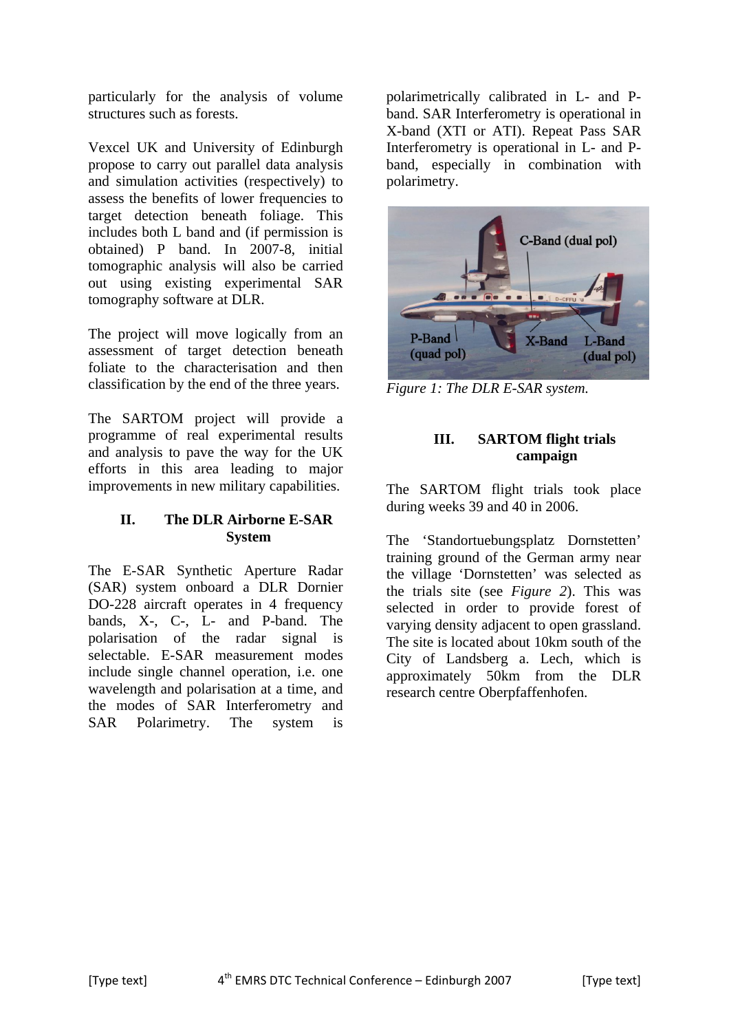particularly for the analysis of volume structures such as forests.

Vexcel UK and University of Edinburgh propose to carry out parallel data analysis and simulation activities (respectively) to assess the benefits of lower frequencies to target detection beneath foliage. This includes both L band and (if permission is obtained) P band. In 2007-8, initial tomographic analysis will also be carried out using existing experimental SAR tomography software at DLR.

The project will move logically from an assessment of target detection beneath foliate to the characterisation and then classification by the end of the three years.

The SARTOM project will provide a programme of real experimental results and analysis to pave the way for the UK efforts in this area leading to major improvements in new military capabilities.

## II. The DLR Airborne E-SAR System

The E-SAR Synthetic Aperture Radar (SAR) system onboard a DLR Dornier DO-228 aircraft operates in 4 frequency bands, X-, C-, L- and P-band. The polarisation of the radar signal is selectable. E-SAR measurement modes include single channel operation, i.e. one wavelength and polarisation at a time, and the modes of SAR Interferometry and SAR Polarimetry. The system is polarimetrically calibrated in L- and P-band. SAR Interferometry is operational in X-band (XTI or ATI). Repeat Pass SAR Interferometry is operational in L- and P-band, especially in combination with polarimetry.

*Figure 1: The DLR E-SAR system.*

## III. SARTOM flight trials campaign

The SARTOM flight trials took place during weeks 39 and 40 in 2006.

The 'Standortuebungsplatz Dornstetten' training ground of the German army near the village 'Dornstetten' was selected as the trials site (see *Figure 2*). This was selected in order to provide forest of varying density adjacent to open grassland. The site is located about 10km south of the City of Landsberg a. Lech, which is approximately 50km from the DLR research centre Oberpfaffenhofen.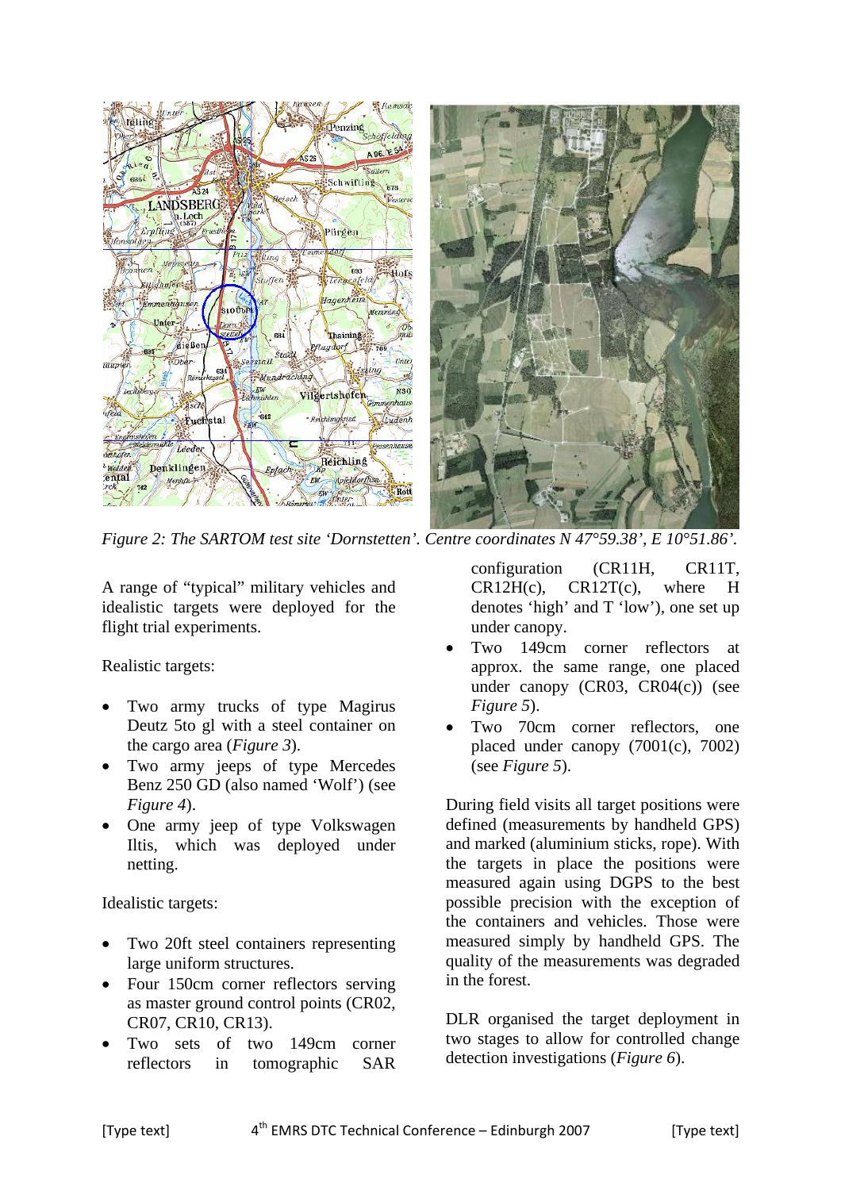*Figure 2: The SARTOM test site 'Dornstetten'. Centre coordinates N 47°59.38', E 10°51.86'.*

A range of "typical" military vehicles and idealistic targets were deployed for the flight trial experiments.

Realistic targets:

- Two army trucks of type Magirus Deutz 5to gl with a steel container on the cargo area (*Figure 3*).
- Two army jeeps of type Mercedes Benz 250 GD (also named 'Wolf') (see *Figure 4*).
- One army jeep of type Volkswagen Iltis, which was deployed under netting.

Idealistic targets:

- Two 20ft steel containers representing large uniform structures.
- Four 150cm corner reflectors serving as master ground control points (CR02, CR07, CR10, CR13).
- Two sets of two 149cm corner reflectors in tomographic SAR configuration (CR11H, CR11T, CR12H(c), CR12T(c), where H denotes 'high' and T 'low'), one set up under canopy.
- Two 149cm corner reflectors at approx. the same range, one placed under canopy (CR03, CR04(c)) (see *Figure 5*).
- Two 70cm corner reflectors, one placed under canopy (7001(c), 7002) (see *Figure 5*).

During field visits all target positions were defined (measurements by handheld GPS) and marked (aluminium sticks, rope). With the targets in place the positions were measured again using DGPS to the best possible precision with the exception of the containers and vehicles. Those were measured simply by handheld GPS. The quality of the measurements was degraded in the forest.

DLR organised the target deployment in two stages to allow for controlled change detection investigations (*Figure 6*).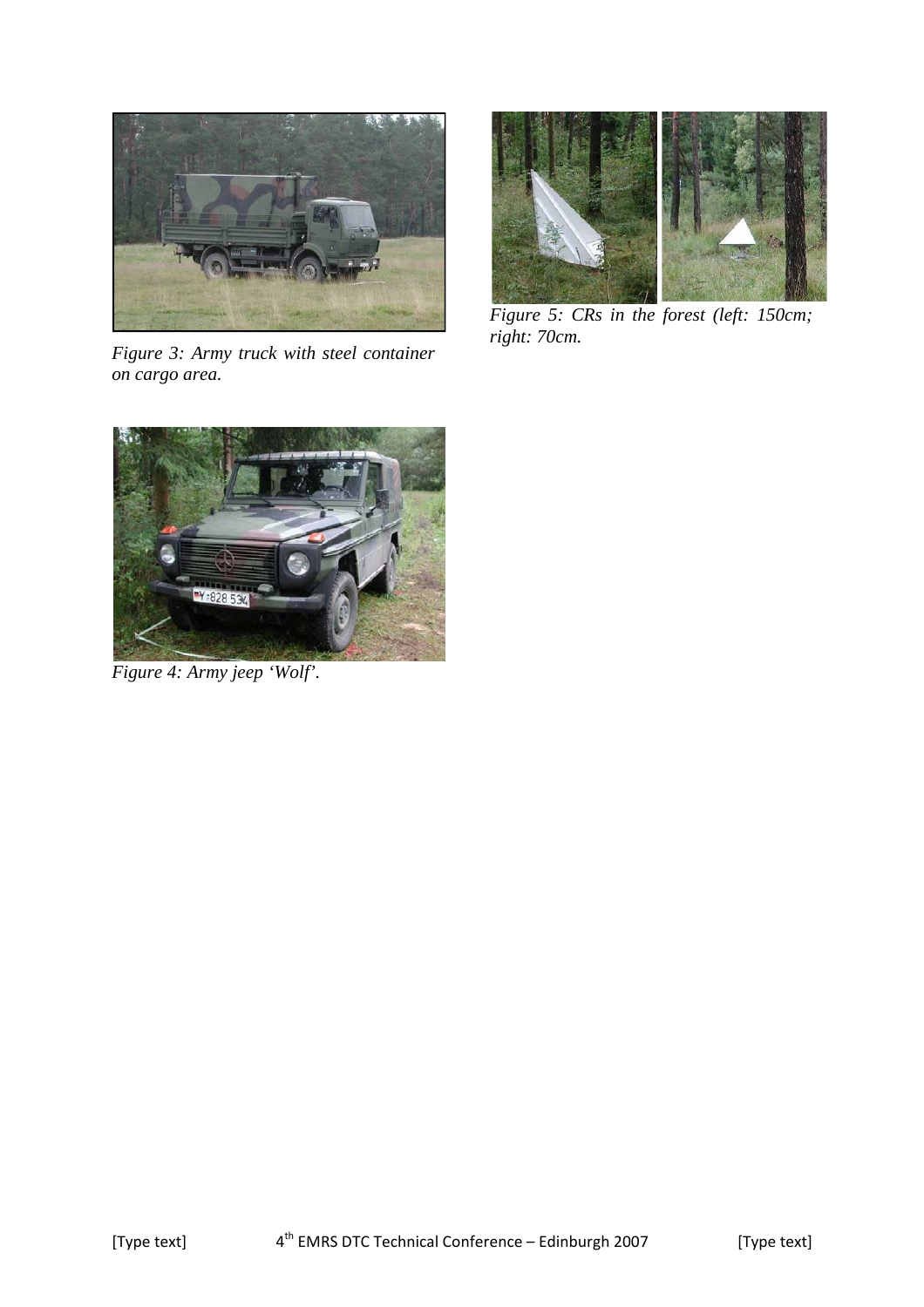*Figure 3: Army truck with steel container on cargo area.*

*Figure 5: CRs in the forest (left: 150cm; right: 70cm.*

*Figure 4: Army jeep 'Wolf'.*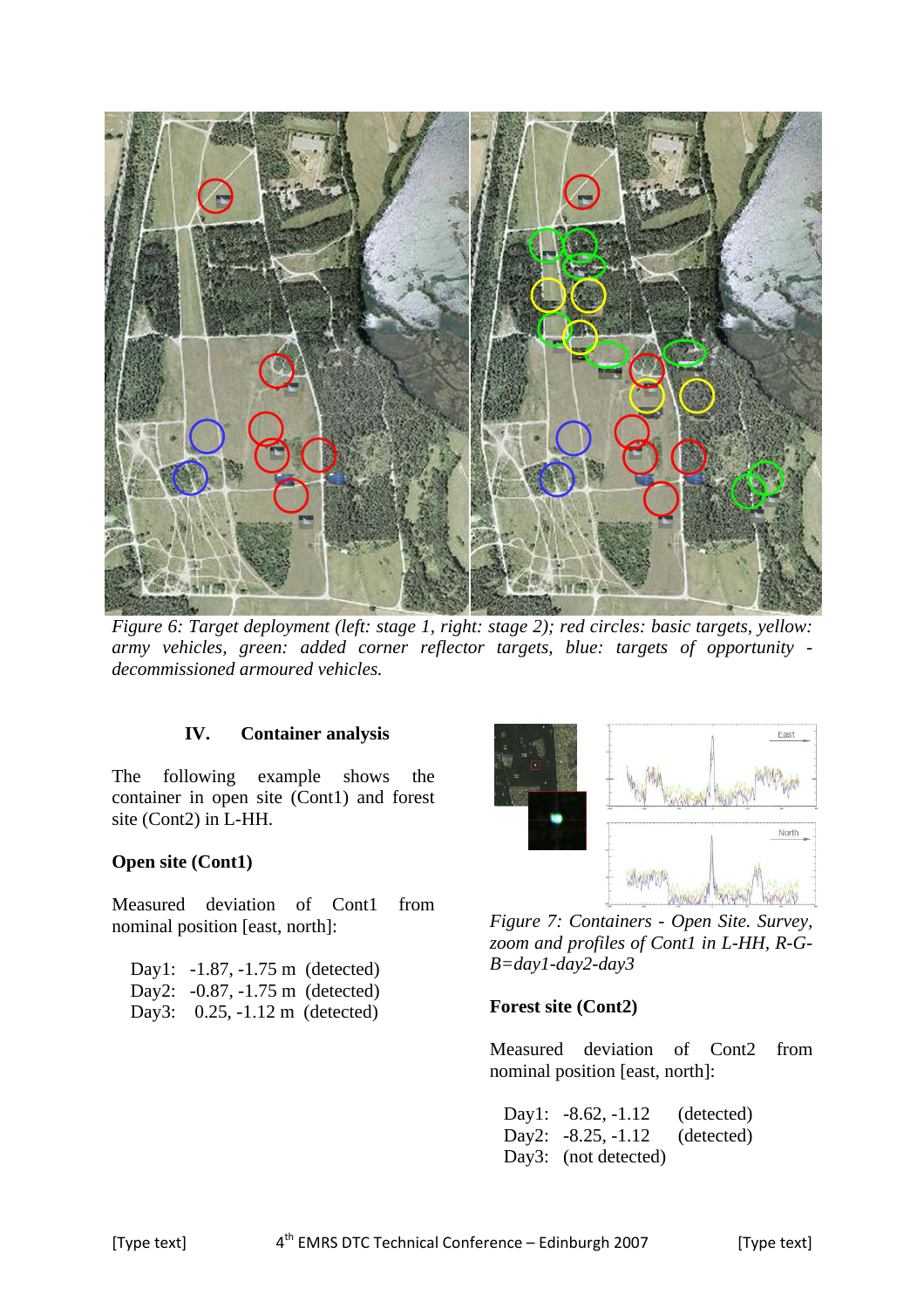*Figure 6: Target deployment (left: stage 1, right: stage 2); red circles: basic targets, yellow: army vehicles, green: added corner reflector targets, blue: targets of opportunity - decommissioned armoured vehicles.*

## IV. Container analysis

The following example shows the container in open site (Cont1) and forest site (Cont2) in L-HH.

### Open site (Cont1)

Measured deviation of Cont1 from nominal position [east, north]:

Day1: -1.87, -1.75 m (detected)
Day2: -0.87, -1.75 m (detected)
Day3: 0.25, -1.12 m (detected)

*Figure 7: Containers - Open Site. Survey, zoom and profiles of Cont1 in L-HH, R-G-B=day1-day2-day3*

### Forest site (Cont2)

Measured deviation of Cont2 from nominal position [east, north]:

Day1: -8.62, -1.12 (detected)
Day2: -8.25, -1.12 (detected)
Day3: (not detected)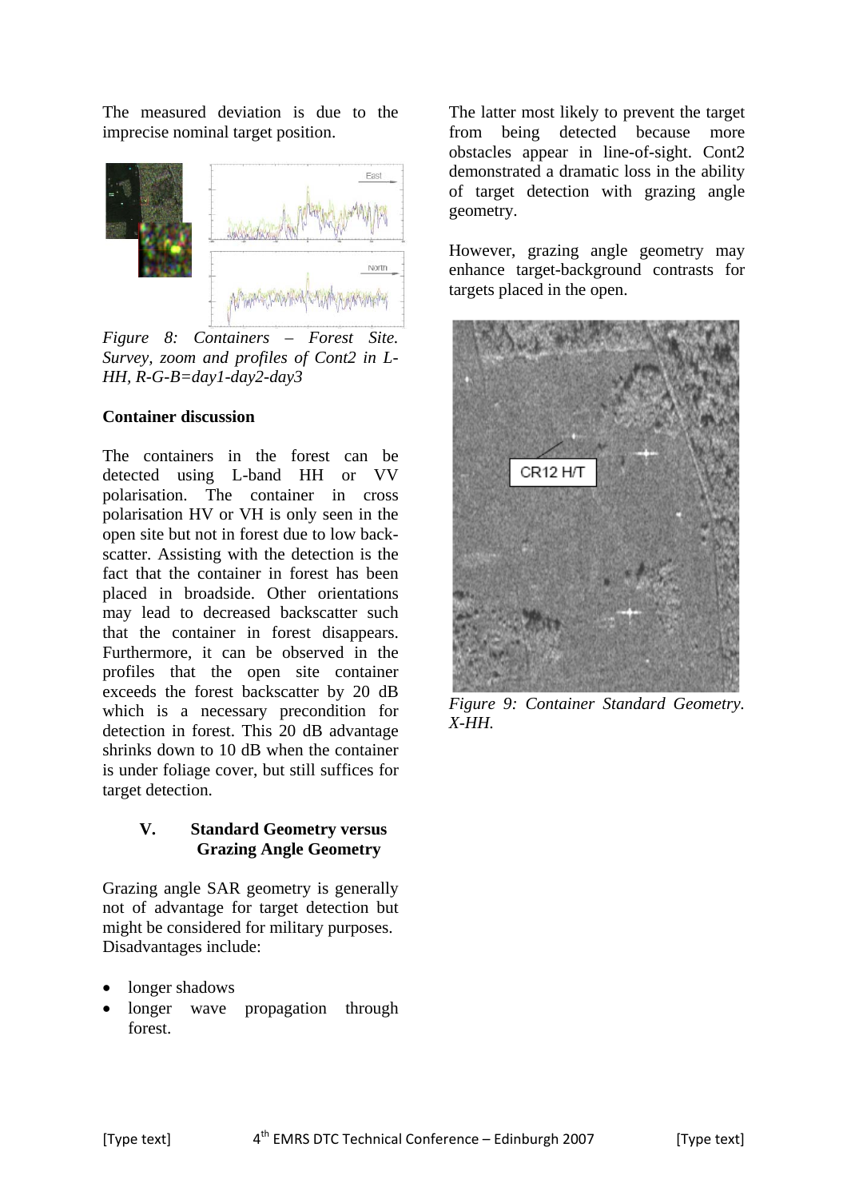The measured deviation is due to the imprecise nominal target position.

*Figure 8: Containers – Forest Site. Survey, zoom and profiles of Cont2 in L-HH, R-G-B=day1-day2-day3*

**Container discussion**

The containers in the forest can be detected using L-band HH or VV polarisation. The container in cross polarisation HV or VH is only seen in the open site but not in forest due to low back-scatter. Assisting with the detection is the fact that the container in forest has been placed in broadside. Other orientations may lead to decreased backscatter such that the container in forest disappears. Furthermore, it can be observed in the profiles that the open site container exceeds the forest backscatter by 20 dB which is a necessary precondition for detection in forest. This 20 dB advantage shrinks down to 10 dB when the container is under foliage cover, but still suffices for target detection.

## V. Standard Geometry versus Grazing Angle Geometry

Grazing angle SAR geometry is generally not of advantage for target detection but might be considered for military purposes. Disadvantages include:

- longer shadows
- longer wave propagation through forest.

The latter most likely to prevent the target from being detected because more obstacles appear in line-of-sight. Cont2 demonstrated a dramatic loss in the ability of target detection with grazing angle geometry.

However, grazing angle geometry may enhance target-background contrasts for targets placed in the open.

*Figure 9: Container Standard Geometry. X-HH.*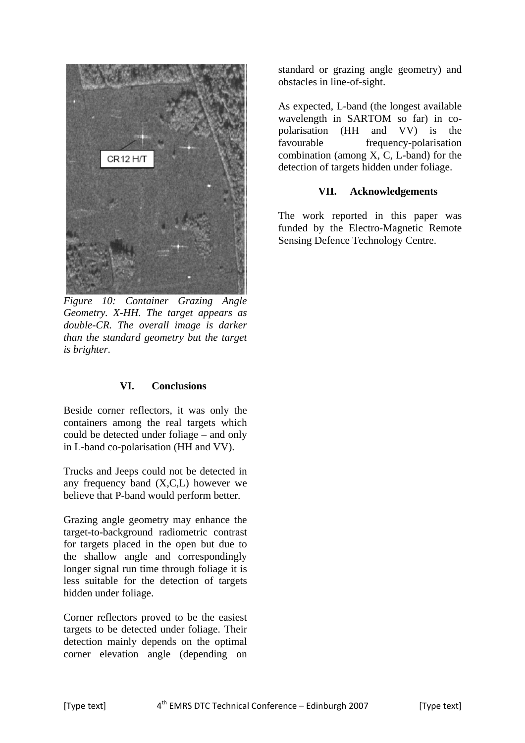CR12 H/T

*Figure 10: Container Grazing Angle Geometry. X-HH. The target appears as double-CR. The overall image is darker than the standard geometry but the target is brighter.*

## VI. Conclusions

Beside corner reflectors, it was only the containers among the real targets which could be detected under foliage – and only in L-band co-polarisation (HH and VV).

Trucks and Jeeps could not be detected in any frequency band (X,C,L) however we believe that P-band would perform better.

Grazing angle geometry may enhance the target-to-background radiometric contrast for targets placed in the open but due to the shallow angle and correspondingly longer signal run time through foliage it is less suitable for the detection of targets hidden under foliage.

Corner reflectors proved to be the easiest targets to be detected under foliage. Their detection mainly depends on the optimal corner elevation angle (depending on standard or grazing angle geometry) and obstacles in line-of-sight.

As expected, L-band (the longest available wavelength in SARTOM so far) in co-polarisation (HH and VV) is the favourable frequency-polarisation combination (among X, C, L-band) for the detection of targets hidden under foliage.

## VII. Acknowledgements

The work reported in this paper was funded by the Electro-Magnetic Remote Sensing Defence Technology Centre.